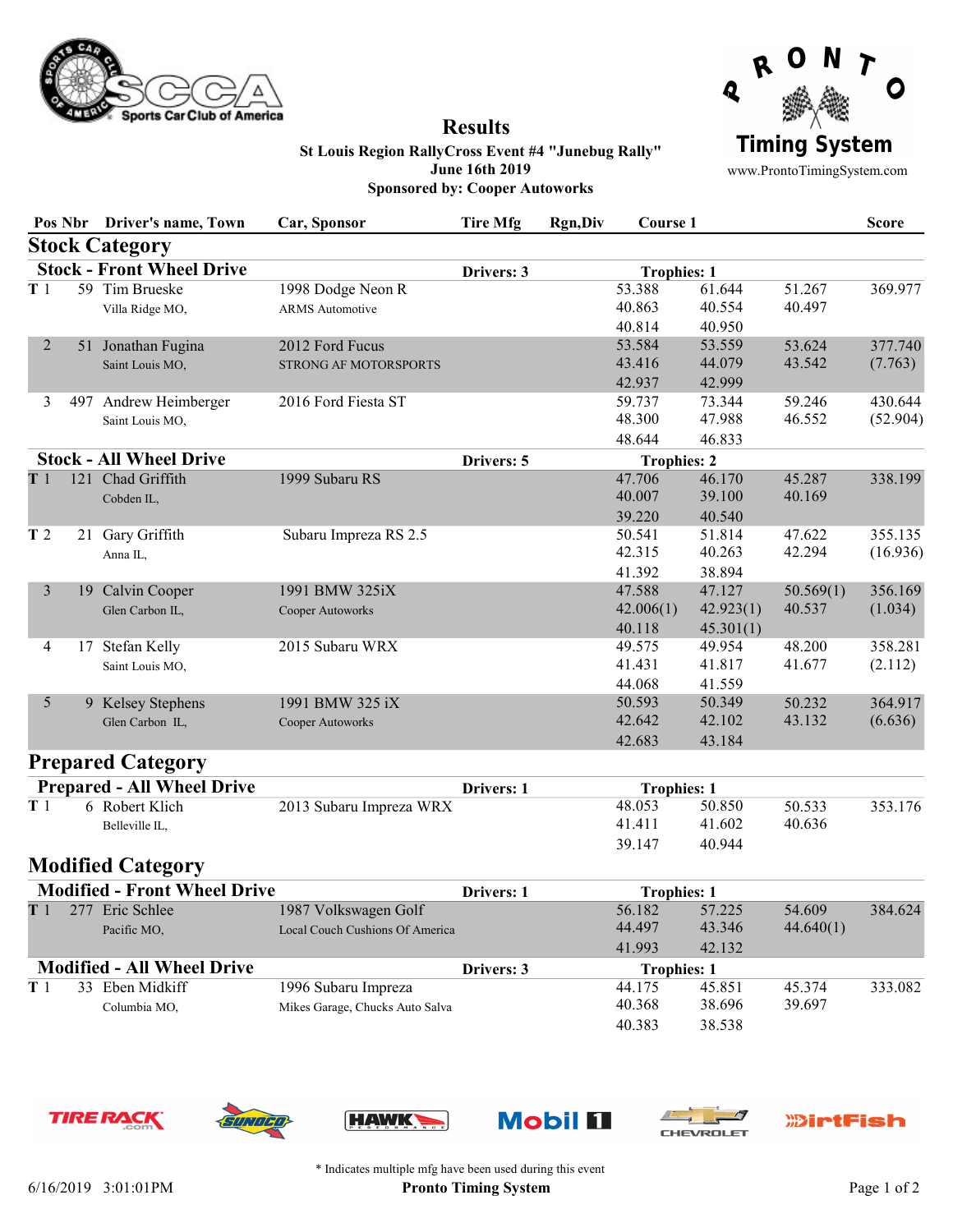# Results

**St Louis Region RallyCross Event #4 "Junebug Rally"**
**June 16th 2019**
**Sponsored by: Cooper Autoworks**

Pronto Timing System — www.ProntoTimingSystem.com

| Pos | Nbr | Driver's name, Town | Car, Sponsor | Tire Mfg | Rgn,Div | Course 1 | | | Score |
|---|---|---|---|---|---|---|---|---|---|
| **Stock Category** | | | | | | | | | |
| **Stock - Front Wheel Drive** | | | | **Drivers: 3** | | **Trophies: 1** | | | |
| T 1 | 59 | Tim Brueske<br>Villa Ridge MO, | 1998 Dodge Neon R<br>ARMS Automotive | | | 53.388<br>40.863<br>40.814 | 61.644<br>40.554<br>40.950 | 51.267<br>40.497 | 369.977 |
| 2 | 51 | Jonathan Fugina<br>Saint Louis MO, | 2012 Ford Fucus<br>STRONG AF MOTORSPORTS | | | 53.584<br>43.416<br>42.937 | 53.559<br>44.079<br>42.999 | 53.624<br>43.542 | 377.740<br>(7.763) |
| 3 | 497 | Andrew Heimberger<br>Saint Louis MO, | 2016 Ford Fiesta ST | | | 59.737<br>48.300<br>48.644 | 73.344<br>47.988<br>46.833 | 59.246<br>46.552 | 430.644<br>(52.904) |
| **Stock - All Wheel Drive** | | | | **Drivers: 5** | | **Trophies: 2** | | | |
| T 1 | 121 | Chad Griffith<br>Cobden IL, | 1999 Subaru RS | | | 47.706<br>40.007<br>39.220 | 46.170<br>39.100<br>40.540 | 45.287<br>40.169 | 338.199 |
| T 2 | 21 | Gary Griffith<br>Anna IL, | Subaru Impreza RS 2.5 | | | 50.541<br>42.315<br>41.392 | 51.814<br>40.263<br>38.894 | 47.622<br>42.294 | 355.135<br>(16.936) |
| 3 | 19 | Calvin Cooper<br>Glen Carbon IL, | 1991 BMW 325iX<br>Cooper Autoworks | | | 47.588<br>42.006(1)<br>40.118 | 47.127<br>42.923(1)<br>45.301(1) | 50.569(1)<br>40.537 | 356.169<br>(1.034) |
| 4 | 17 | Stefan Kelly<br>Saint Louis MO, | 2015 Subaru WRX | | | 49.575<br>41.431<br>44.068 | 49.954<br>41.817<br>41.559 | 48.200<br>41.677 | 358.281<br>(2.112) |
| 5 | 9 | Kelsey Stephens<br>Glen Carbon IL, | 1991 BMW 325 iX<br>Cooper Autoworks | | | 50.593<br>42.642<br>42.683 | 50.349<br>42.102<br>43.184 | 50.232<br>43.132 | 364.917<br>(6.636) |
| **Prepared Category** | | | | | | | | | |
| **Prepared - All Wheel Drive** | | | | **Drivers: 1** | | **Trophies: 1** | | | |
| T 1 | 6 | Robert Klich<br>Belleville IL, | 2013 Subaru Impreza WRX | | | 48.053<br>41.411<br>39.147 | 50.850<br>41.602<br>40.944 | 50.533<br>40.636 | 353.176 |
| **Modified Category** | | | | | | | | | |
| **Modified - Front Wheel Drive** | | | | **Drivers: 1** | | **Trophies: 1** | | | |
| T 1 | 277 | Eric Schlee<br>Pacific MO, | 1987 Volkswagen Golf<br>Local Couch Cushions Of America | | | 56.182<br>44.497<br>41.993 | 57.225<br>43.346<br>42.132 | 54.609<br>44.640(1) | 384.624 |
| **Modified - All Wheel Drive** | | | | **Drivers: 3** | | **Trophies: 1** | | | |
| T 1 | 33 | Eben Midkiff<br>Columbia MO, | 1996 Subaru Impreza<br>Mikes Garage, Chucks Auto Salva | | | 44.175<br>40.368<br>40.383 | 45.851<br>38.696<br>38.538 | 45.374<br>39.697 | 333.082 |

\* Indicates multiple mfg have been used during this event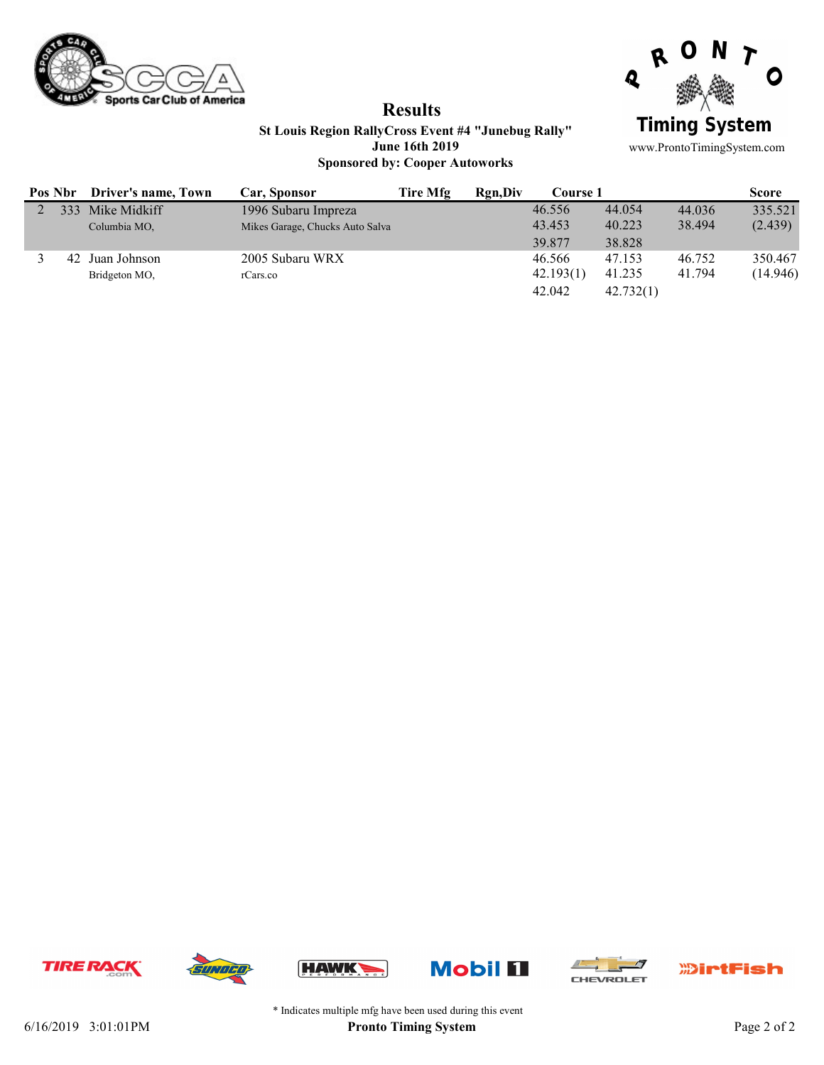# Results

**St Louis Region RallyCross Event #4 "Junebug Rally"**
**June 16th 2019**
**Sponsored by: Cooper Autoworks**

Timing System
www.ProntoTimingSystem.com

| Pos | Nbr | Driver's name, Town | Car, Sponsor | Tire Mfg | Rgn,Div | Course 1 | | | Score |
|---|---|---|---|---|---|---|---|---|---|
| 2 | 333 | Mike Midkiff | 1996 Subaru Impreza | | | 46.556 | 44.054 | 44.036 | 335.521 |
| | | Columbia MO, | Mikes Garage, Chucks Auto Salva | | | 43.453 | 40.223 | 38.494 | (2.439) |
| | | | | | | 39.877 | 38.828 | | |
| 3 | 42 | Juan Johnson | 2005 Subaru WRX | | | 46.566 | 47.153 | 46.752 | 350.467 |
| | | Bridgeton MO, | rCars.co | | | 42.193(1) | 41.235 | 41.794 | (14.946) |
| | | | | | | 42.042 | 42.732(1) | | |

\* Indicates multiple mfg have been used during this event

6/16/2019 3:01:01PM